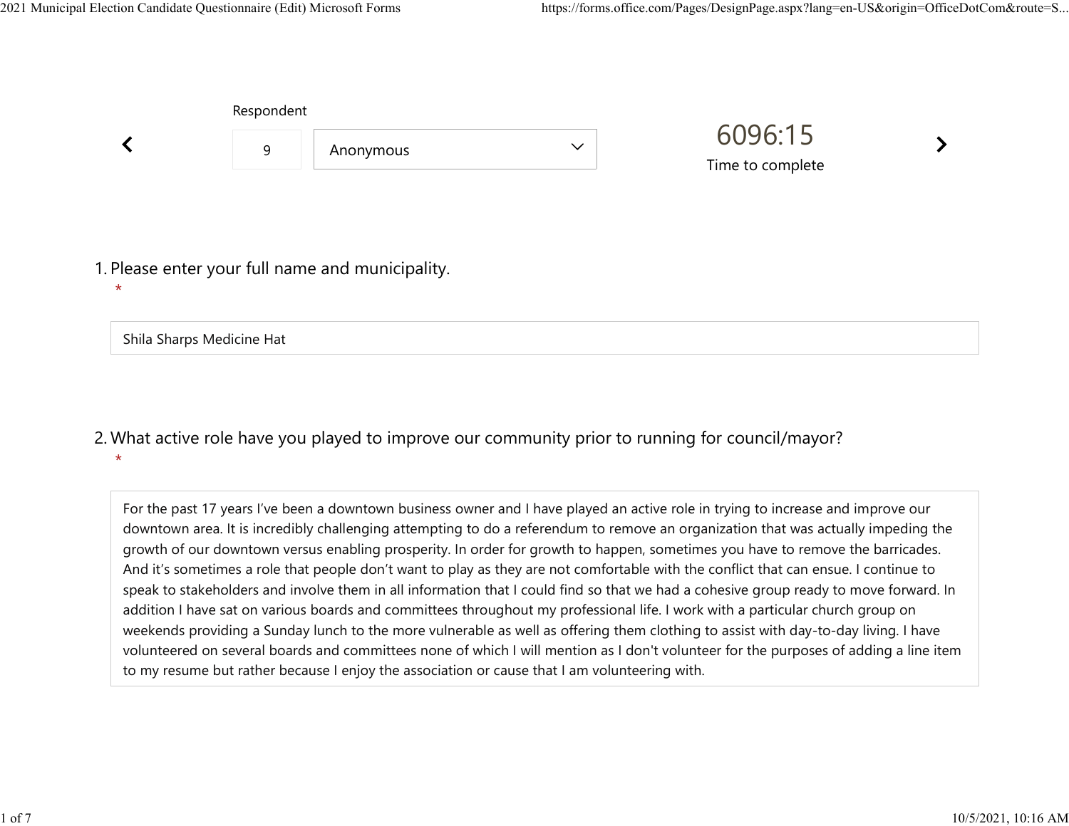Respondent

9 | Anonymous

6096:15

Time to complete

1. Please enter your full name and municipality.
   *

Shila Sharps Medicine Hat

2. What active role have you played to improve our community prior to running for council/mayor?
   *

For the past 17 years I've been a downtown business owner and I have played an active role in trying to increase and improve our downtown area. It is incredibly challenging attempting to do a referendum to remove an organization that was actually impeding the growth of our downtown versus enabling prosperity. In order for growth to happen, sometimes you have to remove the barricades. And it's sometimes a role that people don't want to play as they are not comfortable with the conflict that can ensue. I continue to speak to stakeholders and involve them in all information that I could find so that we had a cohesive group ready to move forward. In addition I have sat on various boards and committees throughout my professional life. I work with a particular church group on weekends providing a Sunday lunch to the more vulnerable as well as offering them clothing to assist with day-to-day living. I have volunteered on several boards and committees none of which I will mention as I don't volunteer for the purposes of adding a line item to my resume but rather because I enjoy the association or cause that I am volunteering with.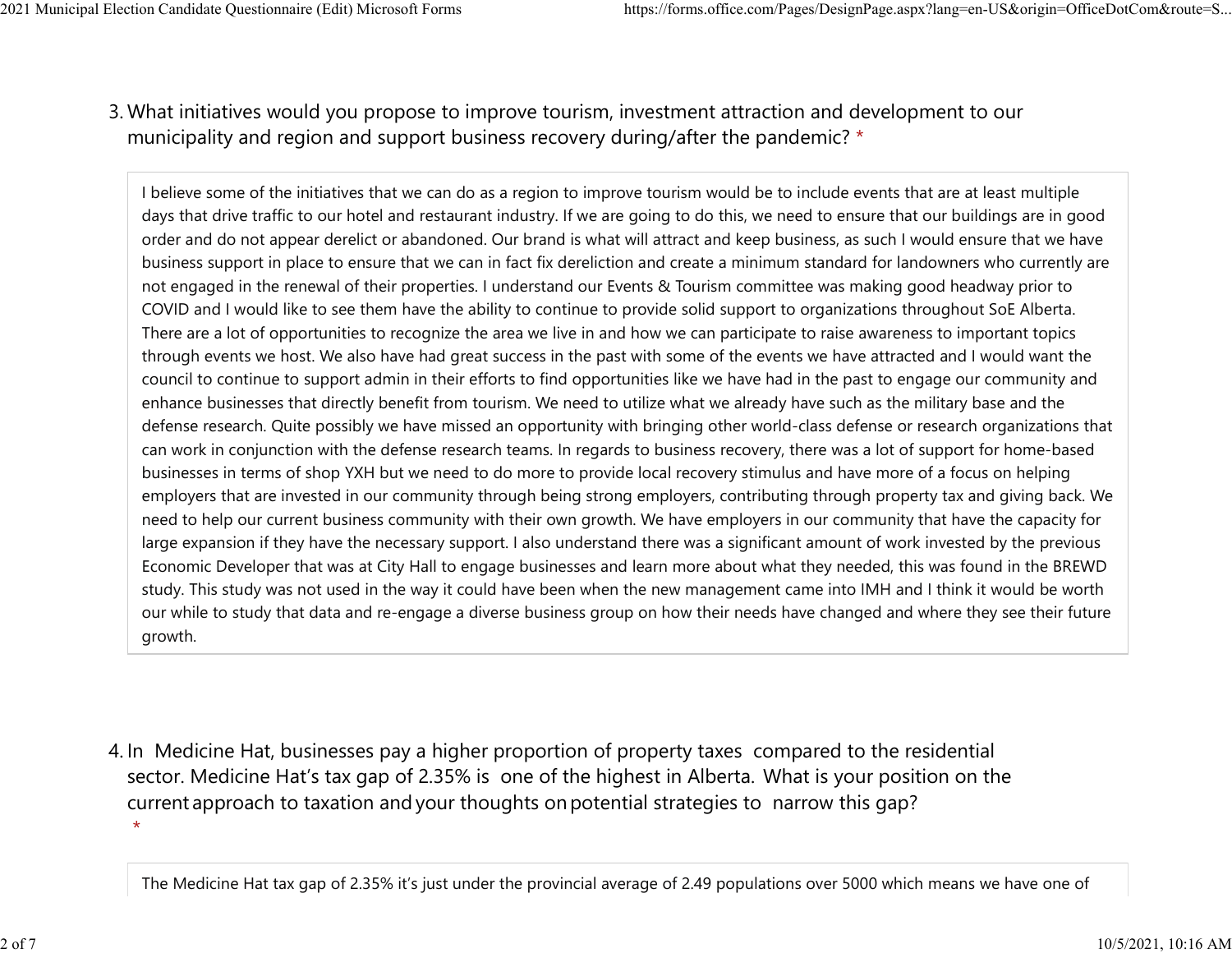3. What initiatives would you propose to improve tourism, investment attraction and development to our municipality and region and support business recovery during/after the pandemic? *

I believe some of the initiatives that we can do as a region to improve tourism would be to include events that are at least multiple days that drive traffic to our hotel and restaurant industry. If we are going to do this, we need to ensure that our buildings are in good order and do not appear derelict or abandoned. Our brand is what will attract and keep business, as such I would ensure that we have business support in place to ensure that we can in fact fix dereliction and create a minimum standard for landowners who currently are not engaged in the renewal of their properties. I understand our Events & Tourism committee was making good headway prior to COVID and I would like to see them have the ability to continue to provide solid support to organizations throughout SoE Alberta. There are a lot of opportunities to recognize the area we live in and how we can participate to raise awareness to important topics through events we host. We also have had great success in the past with some of the events we have attracted and I would want the council to continue to support admin in their efforts to find opportunities like we have had in the past to engage our community and enhance businesses that directly benefit from tourism. We need to utilize what we already have such as the military base and the defense research. Quite possibly we have missed an opportunity with bringing other world-class defense or research organizations that can work in conjunction with the defense research teams. In regards to business recovery, there was a lot of support for home-based businesses in terms of shop YXH but we need to do more to provide local recovery stimulus and have more of a focus on helping employers that are invested in our community through being strong employers, contributing through property tax and giving back. We need to help our current business community with their own growth. We have employers in our community that have the capacity for large expansion if they have the necessary support. I also understand there was a significant amount of work invested by the previous Economic Developer that was at City Hall to engage businesses and learn more about what they needed, this was found in the BREWD study. This study was not used in the way it could have been when the new management came into IMH and I think it would be worth our while to study that data and re-engage a diverse business group on how their needs have changed and where they see their future growth.

4. In Medicine Hat, businesses pay a higher proportion of property taxes compared to the residential sector. Medicine Hat's tax gap of 2.35% is one of the highest in Alberta. What is your position on the current approach to taxation and your thoughts on potential strategies to narrow this gap? *

The Medicine Hat tax gap of 2.35% it's just under the provincial average of 2.49 populations over 5000 which means we have one of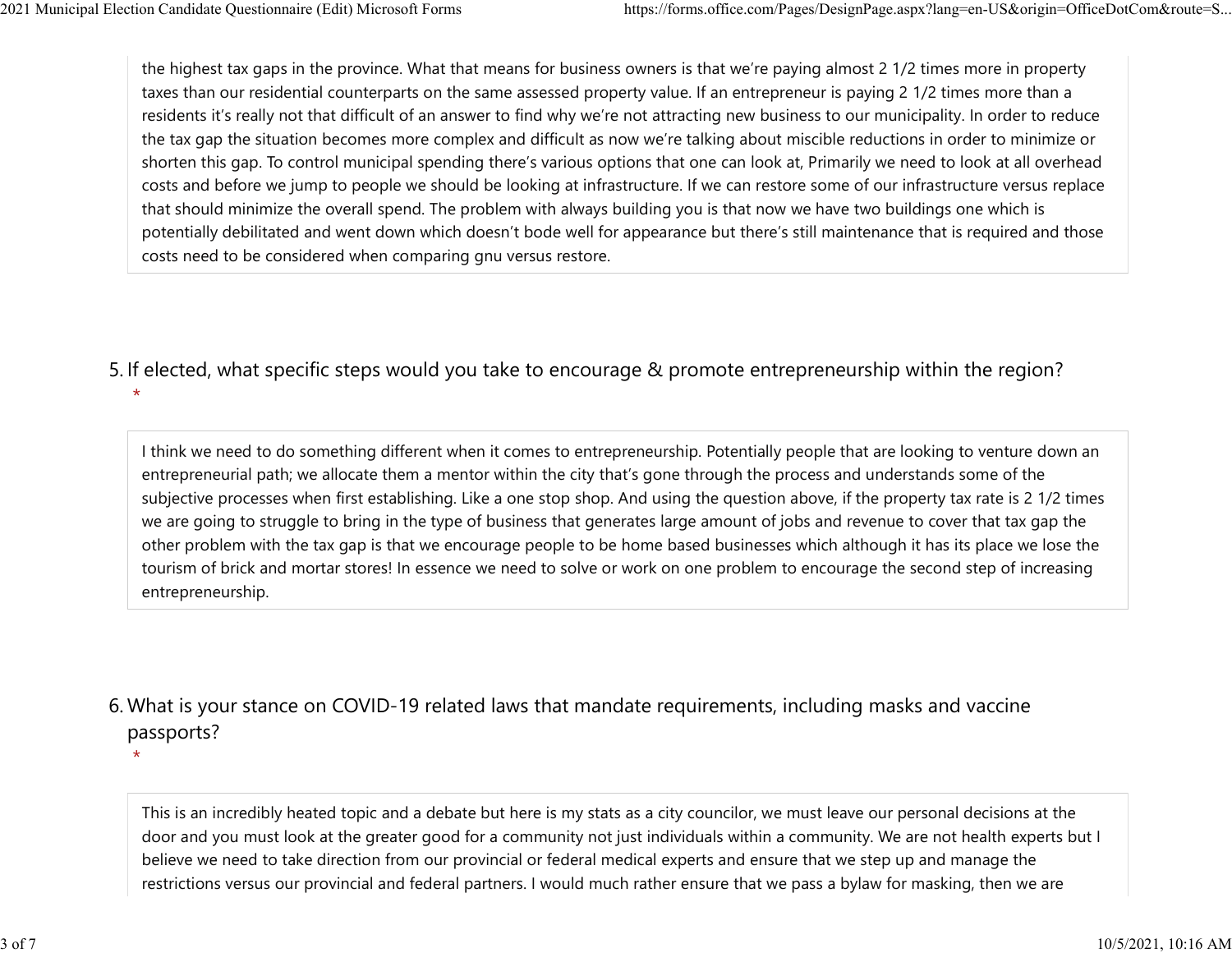the highest tax gaps in the province. What that means for business owners is that we're paying almost 2 1/2 times more in property taxes than our residential counterparts on the same assessed property value. If an entrepreneur is paying 2 1/2 times more than a residents it's really not that difficult of an answer to find why we're not attracting new business to our municipality. In order to reduce the tax gap the situation becomes more complex and difficult as now we're talking about miscible reductions in order to minimize or shorten this gap. To control municipal spending there's various options that one can look at, Primarily we need to look at all overhead costs and before we jump to people we should be looking at infrastructure. If we can restore some of our infrastructure versus replace that should minimize the overall spend. The problem with always building you is that now we have two buildings one which is potentially debilitated and went down which doesn't bode well for appearance but there's still maintenance that is required and those costs need to be considered when comparing gnu versus restore.

5. If elected, what specific steps would you take to encourage & promote entrepreneurship within the region? *

I think we need to do something different when it comes to entrepreneurship. Potentially people that are looking to venture down an entrepreneurial path; we allocate them a mentor within the city that's gone through the process and understands some of the subjective processes when first establishing. Like a one stop shop. And using the question above, if the property tax rate is 2 1/2 times we are going to struggle to bring in the type of business that generates large amount of jobs and revenue to cover that tax gap the other problem with the tax gap is that we encourage people to be home based businesses which although it has its place we lose the tourism of brick and mortar stores! In essence we need to solve or work on one problem to encourage the second step of increasing entrepreneurship.

6. What is your stance on COVID-19 related laws that mandate requirements, including masks and vaccine passports? *

This is an incredibly heated topic and a debate but here is my stats as a city councilor, we must leave our personal decisions at the door and you must look at the greater good for a community not just individuals within a community. We are not health experts but I believe we need to take direction from our provincial or federal medical experts and ensure that we step up and manage the restrictions versus our provincial and federal partners. I would much rather ensure that we pass a bylaw for masking, then we are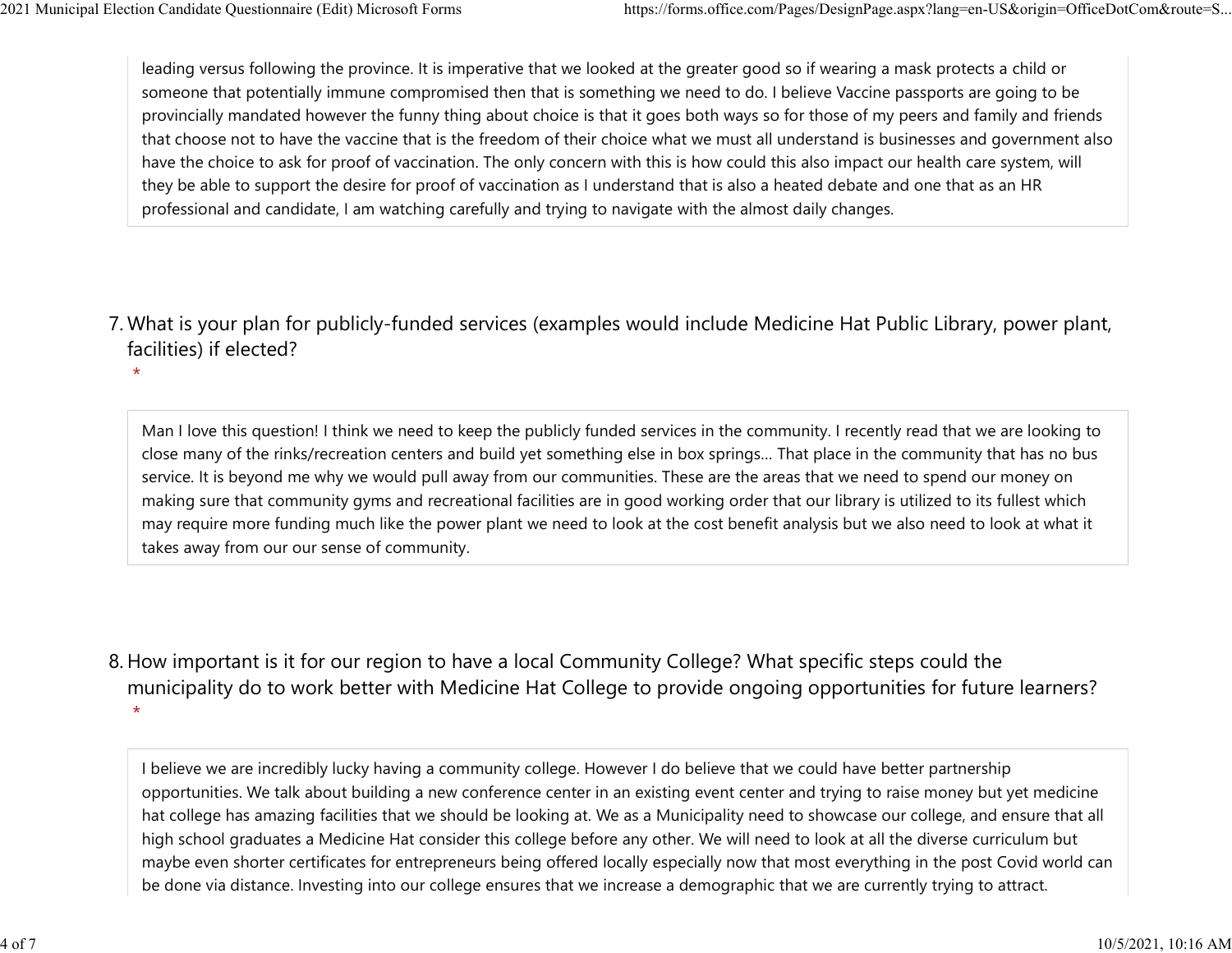leading versus following the province. It is imperative that we looked at the greater good so if wearing a mask protects a child or someone that potentially immune compromised then that is something we need to do. I believe Vaccine passports are going to be provincially mandated however the funny thing about choice is that it goes both ways so for those of my peers and family and friends that choose not to have the vaccine that is the freedom of their choice what we must all understand is businesses and government also have the choice to ask for proof of vaccination. The only concern with this is how could this also impact our health care system, will they be able to support the desire for proof of vaccination as I understand that is also a heated debate and one that as an HR professional and candidate, I am watching carefully and trying to navigate with the almost daily changes.

7. What is your plan for publicly-funded services (examples would include Medicine Hat Public Library, power plant, facilities) if elected? *

Man I love this question! I think we need to keep the publicly funded services in the community. I recently read that we are looking to close many of the rinks/recreation centers and build yet something else in box springs... That place in the community that has no bus service. It is beyond me why we would pull away from our communities. These are the areas that we need to spend our money on making sure that community gyms and recreational facilities are in good working order that our library is utilized to its fullest which may require more funding much like the power plant we need to look at the cost benefit analysis but we also need to look at what it takes away from our our sense of community.

8. How important is it for our region to have a local Community College? What specific steps could the municipality do to work better with Medicine Hat College to provide ongoing opportunities for future learners? *

I believe we are incredibly lucky having a community college. However I do believe that we could have better partnership opportunities. We talk about building a new conference center in an existing event center and trying to raise money but yet medicine hat college has amazing facilities that we should be looking at. We as a Municipality need to showcase our college, and ensure that all high school graduates a Medicine Hat consider this college before any other. We will need to look at all the diverse curriculum but maybe even shorter certificates for entrepreneurs being offered locally especially now that most everything in the post Covid world can be done via distance. Investing into our college ensures that we increase a demographic that we are currently trying to attract.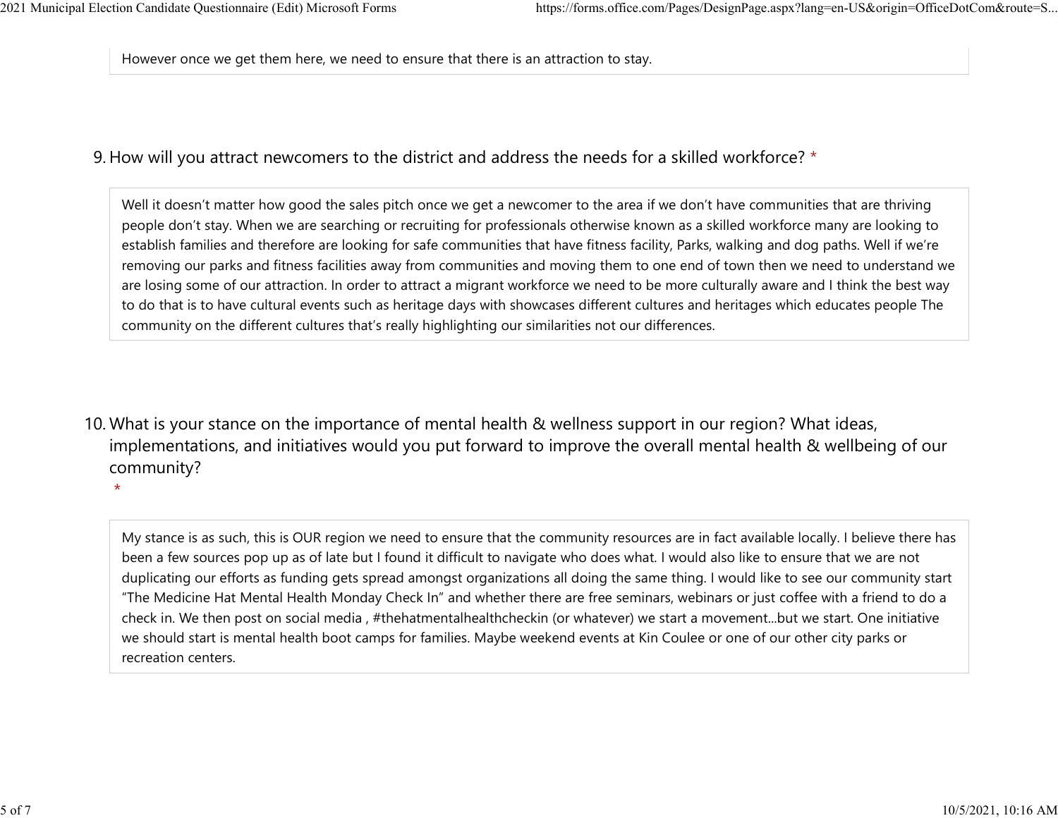However once we get them here, we need to ensure that there is an attraction to stay.

9. How will you attract newcomers to the district and address the needs for a skilled workforce? *

Well it doesn't matter how good the sales pitch once we get a newcomer to the area if we don't have communities that are thriving people don't stay. When we are searching or recruiting for professionals otherwise known as a skilled workforce many are looking to establish families and therefore are looking for safe communities that have fitness facility, Parks, walking and dog paths. Well if we're removing our parks and fitness facilities away from communities and moving them to one end of town then we need to understand we are losing some of our attraction. In order to attract a migrant workforce we need to be more culturally aware and I think the best way to do that is to have cultural events such as heritage days with showcases different cultures and heritages which educates people The community on the different cultures that's really highlighting our similarities not our differences.

10. What is your stance on the importance of mental health & wellness support in our region? What ideas, implementations, and initiatives would you put forward to improve the overall mental health & wellbeing of our community? *

My stance is as such, this is OUR region we need to ensure that the community resources are in fact available locally. I believe there has been a few sources pop up as of late but I found it difficult to navigate who does what. I would also like to ensure that we are not duplicating our efforts as funding gets spread amongst organizations all doing the same thing. I would like to see our community start "The Medicine Hat Mental Health Monday Check In" and whether there are free seminars, webinars or just coffee with a friend to do a check in. We then post on social media , #thehatmentalhealthcheckin (or whatever) we start a movement...but we start. One initiative we should start is mental health boot camps for families. Maybe weekend events at Kin Coulee or one of our other city parks or recreation centers.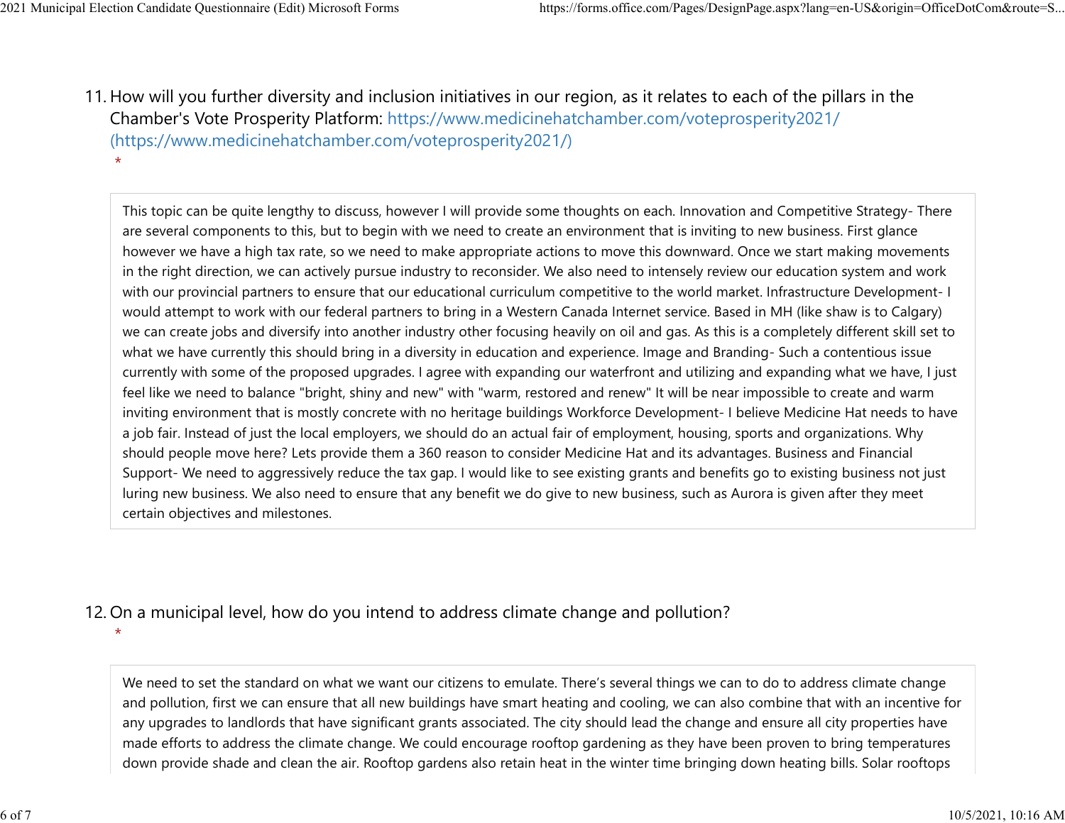11. How will you further diversity and inclusion initiatives in our region, as it relates to each of the pillars in the Chamber's Vote Prosperity Platform: https://www.medicinehatchamber.com/voteprosperity2021/ (https://www.medicinehatchamber.com/voteprosperity2021/)
*

This topic can be quite lengthy to discuss, however I will provide some thoughts on each. Innovation and Competitive Strategy- There are several components to this, but to begin with we need to create an environment that is inviting to new business. First glance however we have a high tax rate, so we need to make appropriate actions to move this downward. Once we start making movements in the right direction, we can actively pursue industry to reconsider. We also need to intensely review our education system and work with our provincial partners to ensure that our educational curriculum competitive to the world market. Infrastructure Development- I would attempt to work with our federal partners to bring in a Western Canada Internet service. Based in MH (like shaw is to Calgary) we can create jobs and diversify into another industry other focusing heavily on oil and gas. As this is a completely different skill set to what we have currently this should bring in a diversity in education and experience. Image and Branding- Such a contentious issue currently with some of the proposed upgrades. I agree with expanding our waterfront and utilizing and expanding what we have, I just feel like we need to balance "bright, shiny and new" with "warm, restored and renew" It will be near impossible to create and warm inviting environment that is mostly concrete with no heritage buildings Workforce Development- I believe Medicine Hat needs to have a job fair. Instead of just the local employers, we should do an actual fair of employment, housing, sports and organizations. Why should people move here? Lets provide them a 360 reason to consider Medicine Hat and its advantages. Business and Financial Support- We need to aggressively reduce the tax gap. I would like to see existing grants and benefits go to existing business not just luring new business. We also need to ensure that any benefit we do give to new business, such as Aurora is given after they meet certain objectives and milestones.

12. On a municipal level, how do you intend to address climate change and pollution?
*

We need to set the standard on what we want our citizens to emulate. There's several things we can to do to address climate change and pollution, first we can ensure that all new buildings have smart heating and cooling, we can also combine that with an incentive for any upgrades to landlords that have significant grants associated. The city should lead the change and ensure all city properties have made efforts to address the climate change. We could encourage rooftop gardening as they have been proven to bring temperatures down provide shade and clean the air. Rooftop gardens also retain heat in the winter time bringing down heating bills. Solar rooftops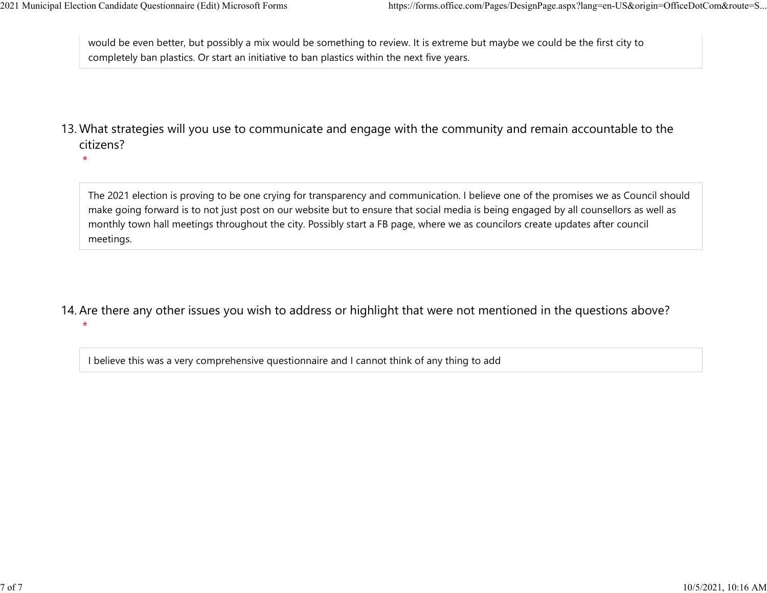would be even better, but possibly a mix would be something to review. It is extreme but maybe we could be the first city to completely ban plastics. Or start an initiative to ban plastics within the next five years.

13. What strategies will you use to communicate and engage with the community and remain accountable to the citizens?
*

The 2021 election is proving to be one crying for transparency and communication. I believe one of the promises we as Council should make going forward is to not just post on our website but to ensure that social media is being engaged by all counsellors as well as monthly town hall meetings throughout the city. Possibly start a FB page, where we as councilors create updates after council meetings.

14. Are there any other issues you wish to address or highlight that were not mentioned in the questions above?
*

I believe this was a very comprehensive questionnaire and I cannot think of any thing to add